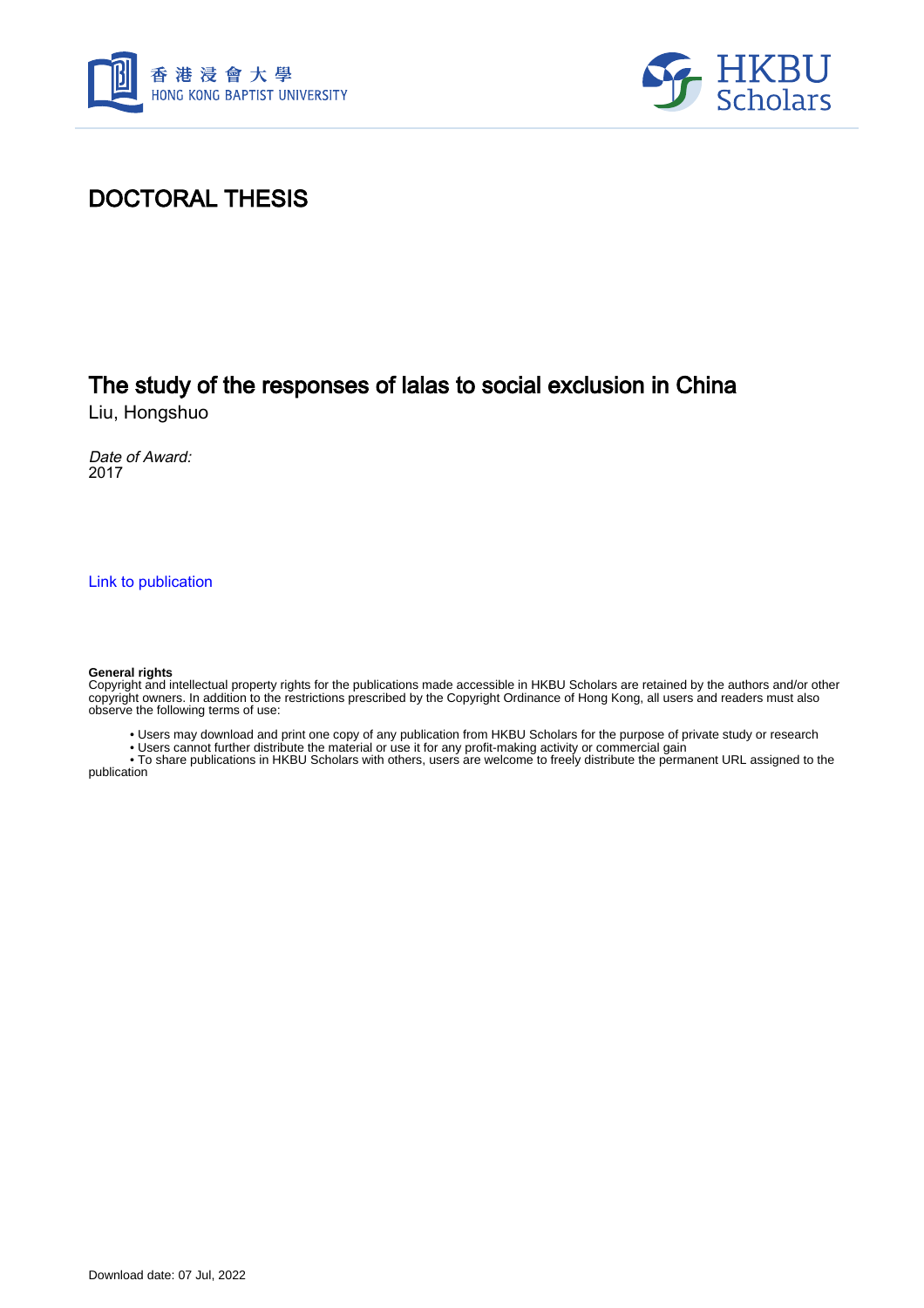# DOCTORAL THESIS

## The study of the responses of lalas to social exclusion in China

Liu, Hongshuo

*Date of Award:*
2017

Link to publication

**General rights**
Copyright and intellectual property rights for the publications made accessible in HKBU Scholars are retained by the authors and/or other copyright owners. In addition to the restrictions prescribed by the Copyright Ordinance of Hong Kong, all users and readers must also observe the following terms of use:

- Users may download and print one copy of any publication from HKBU Scholars for the purpose of private study or research
- Users cannot further distribute the material or use it for any profit-making activity or commercial gain
- To share publications in HKBU Scholars with others, users are welcome to freely distribute the permanent URL assigned to the publication

Download date: 07 Jul, 2022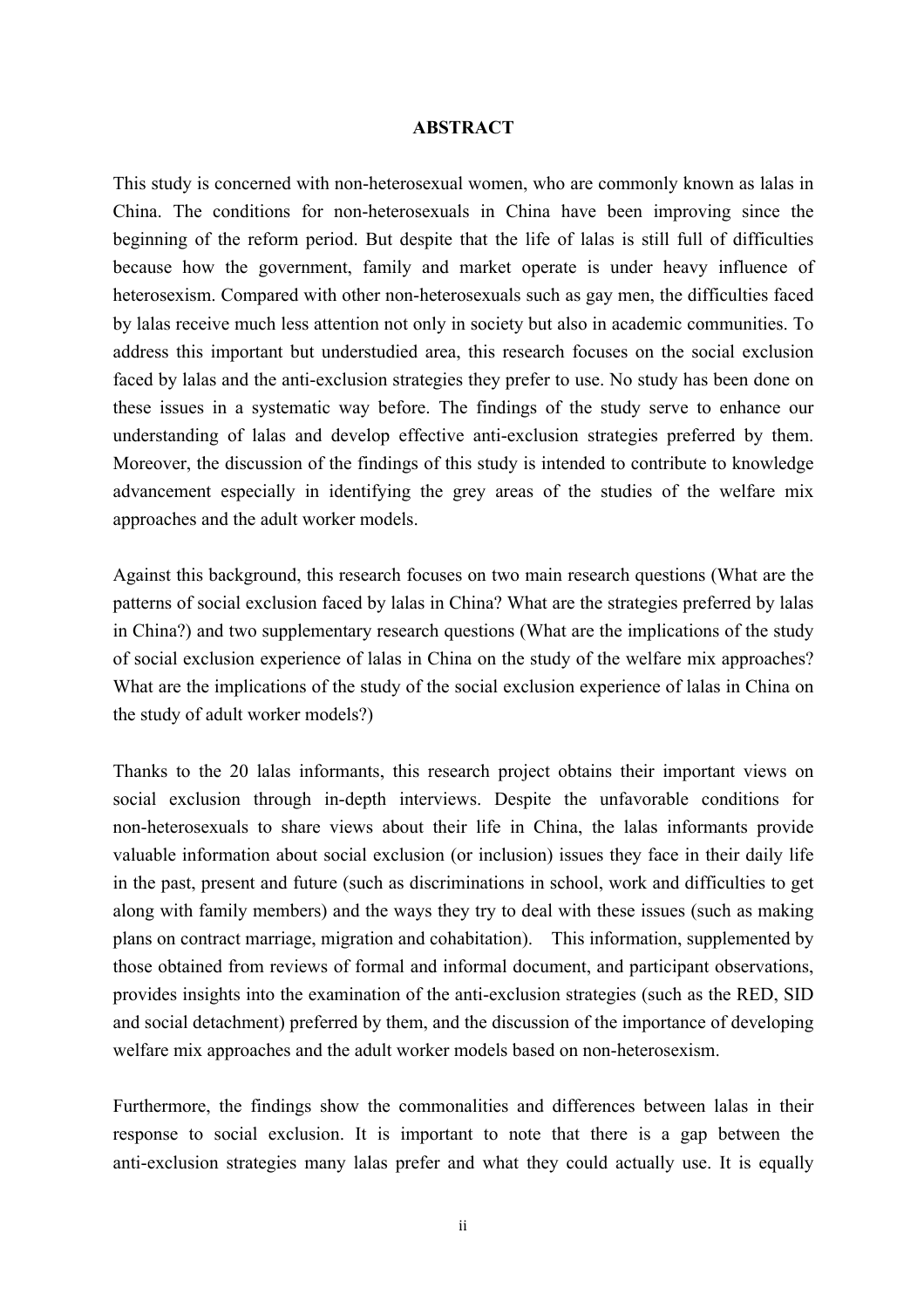## ABSTRACT

This study is concerned with non-heterosexual women, who are commonly known as lalas in China. The conditions for non-heterosexuals in China have been improving since the beginning of the reform period. But despite that the life of lalas is still full of difficulties because how the government, family and market operate is under heavy influence of heterosexism. Compared with other non-heterosexuals such as gay men, the difficulties faced by lalas receive much less attention not only in society but also in academic communities. To address this important but understudied area, this research focuses on the social exclusion faced by lalas and the anti-exclusion strategies they prefer to use. No study has been done on these issues in a systematic way before. The findings of the study serve to enhance our understanding of lalas and develop effective anti-exclusion strategies preferred by them. Moreover, the discussion of the findings of this study is intended to contribute to knowledge advancement especially in identifying the grey areas of the studies of the welfare mix approaches and the adult worker models.

Against this background, this research focuses on two main research questions (What are the patterns of social exclusion faced by lalas in China? What are the strategies preferred by lalas in China?) and two supplementary research questions (What are the implications of the study of social exclusion experience of lalas in China on the study of the welfare mix approaches? What are the implications of the study of the social exclusion experience of lalas in China on the study of adult worker models?)

Thanks to the 20 lalas informants, this research project obtains their important views on social exclusion through in-depth interviews. Despite the unfavorable conditions for non-heterosexuals to share views about their life in China, the lalas informants provide valuable information about social exclusion (or inclusion) issues they face in their daily life in the past, present and future (such as discriminations in school, work and difficulties to get along with family members) and the ways they try to deal with these issues (such as making plans on contract marriage, migration and cohabitation). This information, supplemented by those obtained from reviews of formal and informal document, and participant observations, provides insights into the examination of the anti-exclusion strategies (such as the RED, SID and social detachment) preferred by them, and the discussion of the importance of developing welfare mix approaches and the adult worker models based on non-heterosexism.

Furthermore, the findings show the commonalities and differences between lalas in their response to social exclusion. It is important to note that there is a gap between the anti-exclusion strategies many lalas prefer and what they could actually use. It is equally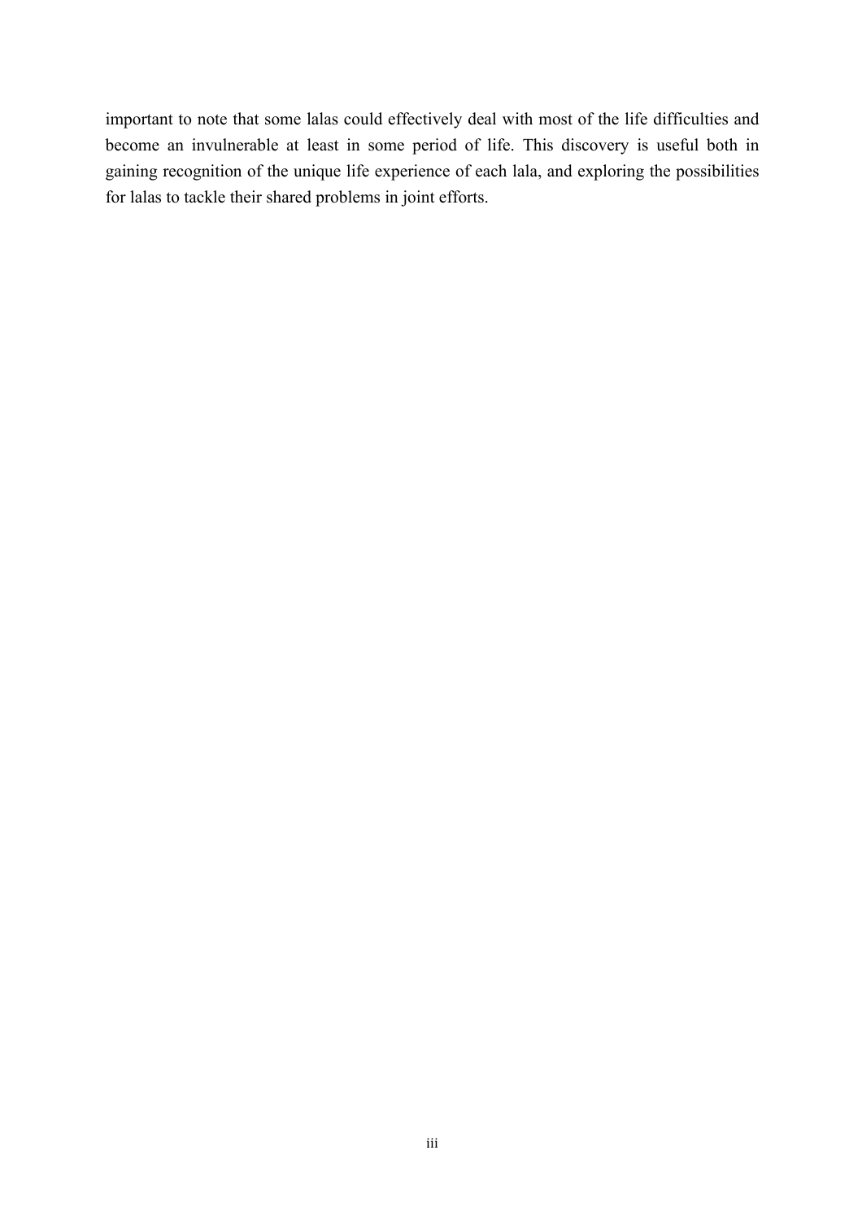important to note that some lalas could effectively deal with most of the life difficulties and become an invulnerable at least in some period of life. This discovery is useful both in gaining recognition of the unique life experience of each lala, and exploring the possibilities for lalas to tackle their shared problems in joint efforts.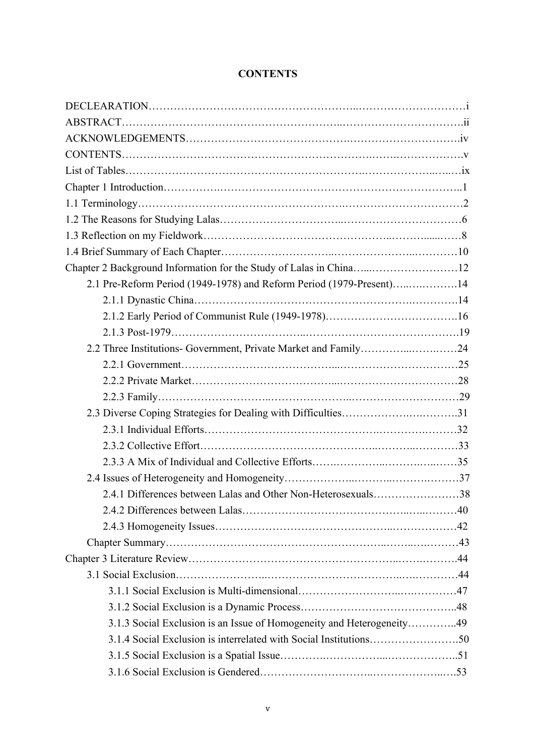# CONTENTS

DECLEARATION…………………………………………………..…………………………i

ABSTRACT……………………………………………………..……………………………..ii

ACKNOWLEDGEMENTS……………………………………….………………………….iv

CONTENTS…………………………………………………………….…….…………….…v

List of Tables……………………………………………………………….………………..….ix

Chapter 1 Introduction…………….………………………………………………………..1

1.1 Terminology………………………………………………….……………………….……2

1.2 The Reasons for Studying Lalas…………………………..……………………………6

1.3 Reflection on my Fieldwork…………………………………………..………......……8

1.4 Brief Summary of Each Chapter………………………..………………..…………10

Chapter 2 Background Information for the Study of Lalas in China…...……………………12

- 2.1 Pre-Reform Period (1949-1978) and Reform Period (1979-Present)…..….……….14
    - 2.1.1 Dynastic China……………………………………………………….………….14
    - 2.1.2 Early Period of Communist Rule (1949-1978)……………………………….16
    - 2.1.3 Post-1979……………………………...…………………………………….19
- 2.2 Three Institutions- Government, Private Market and Family…………...…….……24
    - 2.2.1 Government…………………………………...……………………………25
    - 2.2.2 Private Market…………………………………...…………………………28
    - 2.2.3 Family……………………….....………………....…………………………29
- 2.3 Diverse Coping Strategies for Dealing with Difficulties…………….….……….31
    - 2.3.1 Individual Efforts……………………………………….……….…….……32
    - 2.3.2 Collective Effort……………………………………..………..…………33
    - 2.3.3 A Mix of Individual and Collective Efforts…….…………..…….…..……35
- 2.4 Issues of Heterogeneity and Homogeneity………………..………..…….………37
    - 2.4.1 Differences between Lalas and Other Non-Heterosexuals……………………38
    - 2.4.2 Differences between Lalas……………………………………..…..………40
    - 2.4.3 Homogeneity Issues……………………………………..………………42
- Chapter Summary……………………………………………….……...….………43

Chapter 3 Literature Review………………………………………………..……….……….44

- 3.1 Social Exclusion…………………..…………………………………..….…………44
    - 3.1.1 Social Exclusion is Multi-dimensional…………………….…..….………47
    - 3.1.2 Social Exclusion is a Dynamic Process……………………………………..48
    - 3.1.3 Social Exclusion is an Issue of Homogeneity and Heterogeneity…………..49
    - 3.1.4 Social Exclusion is interrelated with Social Institutions…………………….50
    - 3.1.5 Social Exclusion is a Spatial Issue………….……………...………………..51
    - 3.1.6 Social Exclusion is Gendered………………………..………………..….53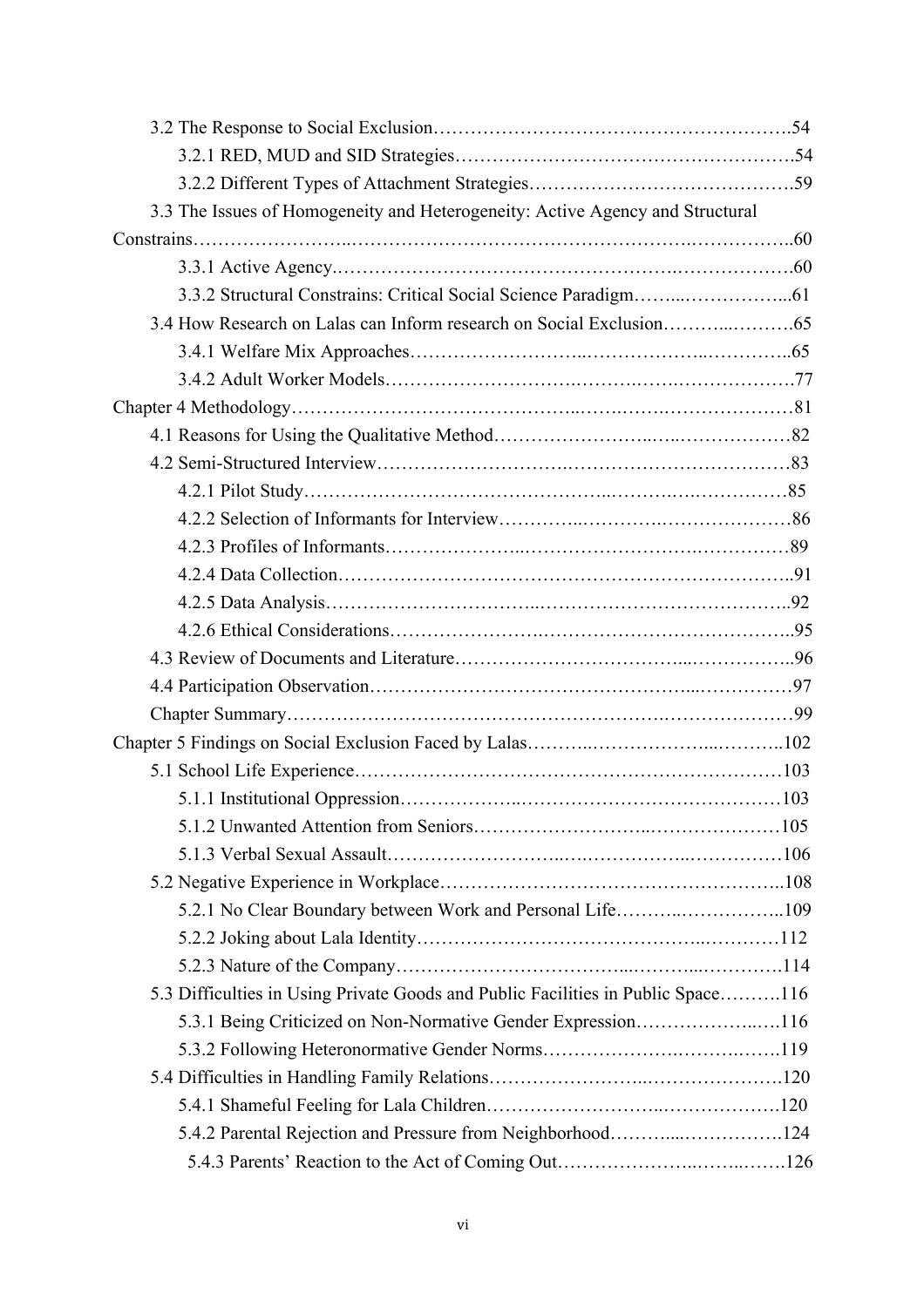3.2 The Response to Social Exclusion………………………………………………….54

3.2.1 RED, MUD and SID Strategies……………………………………………….54

3.2.2 Different Types of Attachment Strategies…………………………………….59

3.3 The Issues of Homogeneity and Heterogeneity: Active Agency and Structural Constrains……………………..……………………………………….……………..60

3.3.1 Active Agency.……………………………………………….……………….60

3.3.2 Structural Constrains: Critical Social Science Paradigm……...……………...61

3.4 How Research on Lalas can Inform research on Social Exclusion………..……….65

3.4.1 Welfare Mix Approaches……………………..………………..…………..65

3.4.2 Adult Worker Models……………………….…….…….……………….77

Chapter 4 Methodology……………………………………..…….…….…………………81

4.1 Reasons for Using the Qualitative Method……………………..…..………………82

4.2 Semi-Structured Interview…………………………….……………………………83

4.2.1 Pilot Study…………………………………….……..……….…….……………85

4.2.2 Selection of Informants for Interview…………..…………….…………………86

4.2.3 Profiles of Informants…………………..…………………………….……………89

4.2.4 Data Collection……………………………………………………………..91

4.2.5 Data Analysis…………………………..………………………………………..92

4.2.6 Ethical Considerations…………………….…………………………………..95

4.3 Review of Documents and Literature……………………………....……………..96

4.4 Participation Observation…………………………………………....……………97

Chapter Summary……………………………………………………….…………………99

Chapter 5 Findings on Social Exclusion Faced by Lalas………..………………...………..102

5.1 School Life Experience……………………………………………………………103

5.1.1 Institutional Oppression………………..……………………………………103

5.1.2 Unwanted Attention from Seniors……………………..…………………105

5.1.3 Verbal Sexual Assault……………………..….……………..……………106

5.2 Negative Experience in Workplace………………………………………………..108

5.2.1 No Clear Boundary between Work and Personal Life………..……………..109

5.2.2 Joking about Lala Identity……………………………………..…………112

5.2.3 Nature of the Company……………………………....………...………….114

5.3 Difficulties in Using Private Goods and Public Facilities in Public Space……….116

5.3.1 Being Criticized on Non-Normative Gender Expression………………..….116

5.3.2 Following Heteronormative Gender Norms………………….…………..….119

5.4 Difficulties in Handling Family Relations……………………..…………………120

5.4.1 Shameful Feeling for Lala Children………………………..……………….120

5.4.2 Parental Rejection and Pressure from Neighborhood………....…………….124

5.4.3 Parents' Reaction to the Act of Coming Out…………………..……..…….126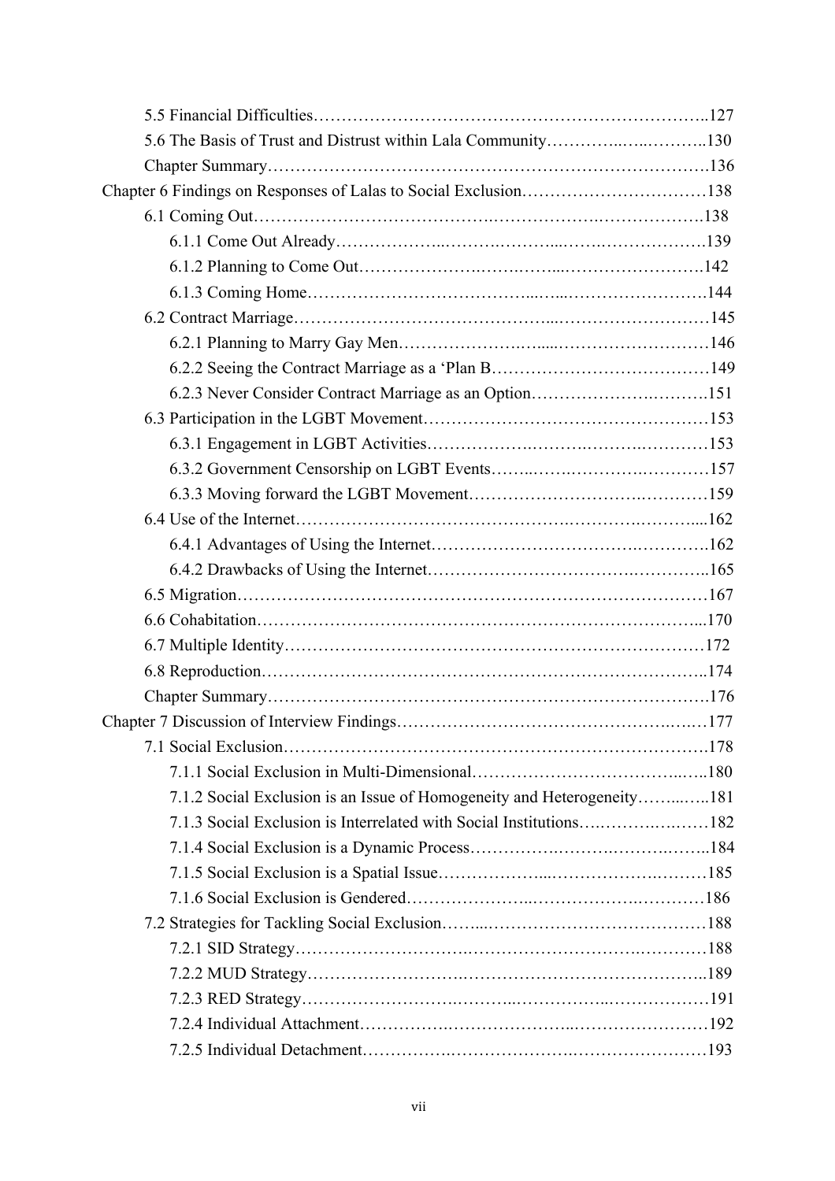5.5 Financial Difficulties……………………………………………………………..127

5.6 The Basis of Trust and Distrust within Lala Community…………..…..………..130

Chapter Summary………………………………………………………………….136

Chapter 6 Findings on Responses of Lalas to Social Exclusion……………………………138

6.1 Coming Out…………………………………….……………….……………….138

6.1.1 Come Out Already……………...……….………...…….……………….139

6.1.2 Planning to Come Out……………….…….……...…………………….142

6.1.3 Coming Home………………………………...…...…………………….144

6.2 Contract Marriage……………………………………...………………………145

6.2.1 Planning to Marry Gay Men…………………….......………………………146

6.2.2 Seeing the Contract Marriage as a 'Plan B…………………………………149

6.2.3 Never Consider Contract Marriage as an Option…………………….……….151

6.3 Participation in the LGBT Movement……………………………………………153

6.3.1 Engagement in LGBT Activities……………….…….….…….…….……153

6.3.2 Government Censorship on LGBT Events……..……….……….……….…157

6.3.3 Moving forward the LGBT Movement……………………….……….…159

6.4 Use of the Internet……………………………………….……….……….…....162

6.4.1 Advantages of Using the Internet…………………………….………….162

6.4.2 Drawbacks of Using the Internet…………………………….…………..165

6.5 Migration……………………………………………………………………….167

6.6 Cohabitation……………………………………………….………………….....170

6.7 Multiple Identity…………………………………………………………………172

6.8 Reproduction…………………………………………………………………..174

Chapter Summary………………………………………………………………….176

Chapter 7 Discussion of Interview Findings……………………………………….….…177

7.1 Social Exclusion………………………………………………………………….178

7.1.1 Social Exclusion in Multi-Dimensional……………………………..….180

7.1.2 Social Exclusion is an Issue of Homogeneity and Heterogeneity……...…..181

7.1.3 Social Exclusion is Interrelated with Social Institutions….……….….……182

7.1.4 Social Exclusion is a Dynamic Process………….……….…….….…..184

7.1.5 Social Exclusion is a Spatial Issue………………...……………….………185

7.1.6 Social Exclusion is Gendered…………………..…………….…………186

7.2 Strategies for Tackling Social Exclusion……...…………………………………188

7.2.1 SID Strategy…………………….……………………………….…………188

7.2.2 MUD Strategy……………………….…………………………………...189

7.2.3 RED Strategy…………………….……...…………...………………191

7.2.4 Individual Attachment…………….………………...……………………192

7.2.5 Individual Detachment…………….………………….……………………193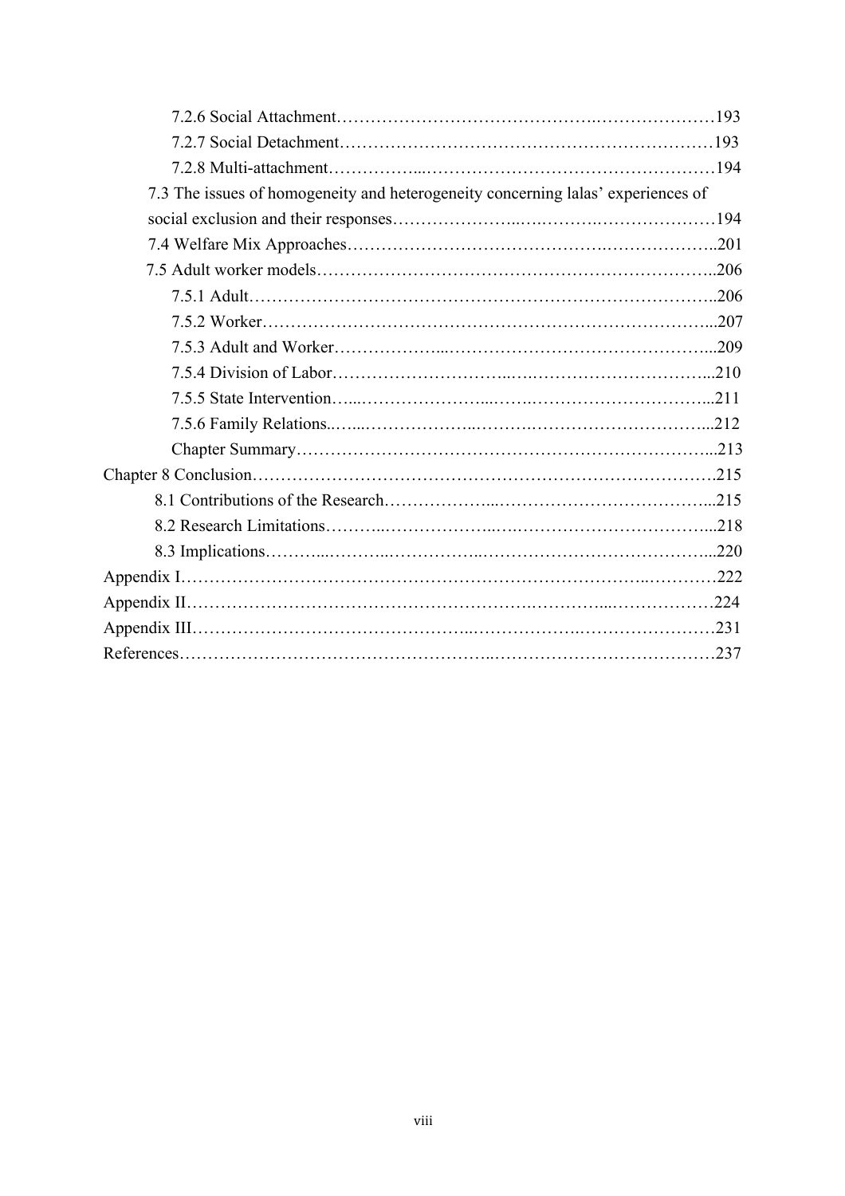7.2.6 Social Attachment……………………………………….…………………193

7.2.7 Social Detachment…………………………………………………………193

7.2.8 Multi-attachment……………...…………………………………………….194

7.3 The issues of homogeneity and heterogeneity concerning lalas' experiences of social exclusion and their responses…………………...….……….…………………194

7.4 Welfare Mix Approaches………………………………………….………………..201

7.5 Adult worker models…………………………………………………………..206

7.5.1 Adult……………………………………………………………………..206

7.5.2 Worker…………………………………………………………………...207

7.5.3 Adult and Worker………………...………………………………………...209

7.5.4 Division of Labor…………………………..….…………………………...210

7.5.5 State Intervention…...…………………...…….…………………………...211

7.5.6 Family Relations..…...………………...……….…………………………...212

Chapter Summary…………………….……………………………………...213

Chapter 8 Conclusion……………………………………………………………………….215

8.1 Contributions of the Research………………...………………………………...215

8.2 Research Limitations………..…………………..….……………………………...218

8.3 Implications………...………..……………..…………………………………...220

Appendix I…………………………………………………………………..…………222

Appendix II………………………………………………….………...………………224

Appendix III….……………………………………..……………….…………………231

References……………………………………………..…………………………………237